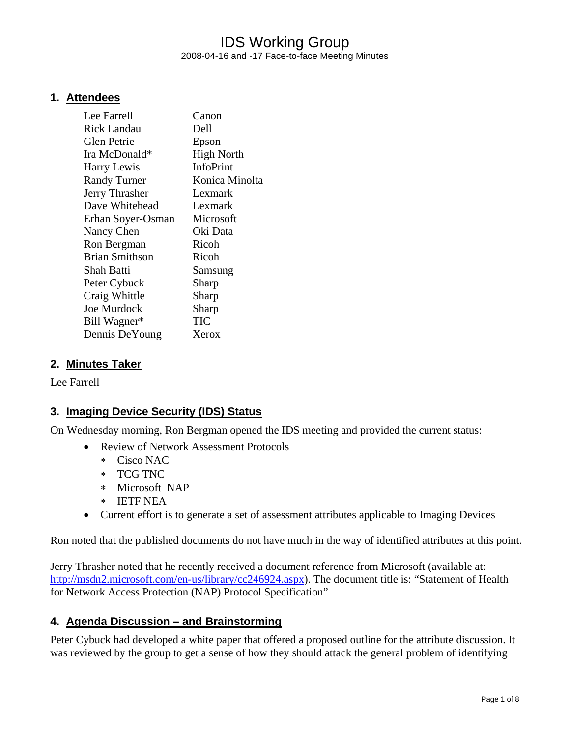# IDS Working Group

2008-04-16 and -17 Face-to-face Meeting Minutes

## 1. Attendees

| | |
|---|---|
| Lee Farrell | Canon |
| Rick Landau | Dell |
| Glen Petrie | Epson |
| Ira McDonald* | High North |
| Harry Lewis | InfoPrint |
| Randy Turner | Konica Minolta |
| Jerry Thrasher | Lexmark |
| Dave Whitehead | Lexmark |
| Erhan Soyer-Osman | Microsoft |
| Nancy Chen | Oki Data |
| Ron Bergman | Ricoh |
| Brian Smithson | Ricoh |
| Shah Batti | Samsung |
| Peter Cybuck | Sharp |
| Craig Whittle | Sharp |
| Joe Murdock | Sharp |
| Bill Wagner* | TIC |
| Dennis DeYoung | Xerox |

## 2. Minutes Taker

Lee Farrell

## 3. Imaging Device Security (IDS) Status

On Wednesday morning, Ron Bergman opened the IDS meeting and provided the current status:

- Review of Network Assessment Protocols
  - Cisco NAC
  - TCG TNC
  - Microsoft NAP
  - IETF NEA
- Current effort is to generate a set of assessment attributes applicable to Imaging Devices

Ron noted that the published documents do not have much in the way of identified attributes at this point.

Jerry Thrasher noted that he recently received a document reference from Microsoft (available at: [http://msdn2.microsoft.com/en-us/library/cc246924.aspx](http://msdn2.microsoft.com/en-us/library/cc246924.aspx)). The document title is: "Statement of Health for Network Access Protection (NAP) Protocol Specification"

## 4. Agenda Discussion – and Brainstorming

Peter Cybuck had developed a white paper that offered a proposed outline for the attribute discussion. It was reviewed by the group to get a sense of how they should attack the general problem of identifying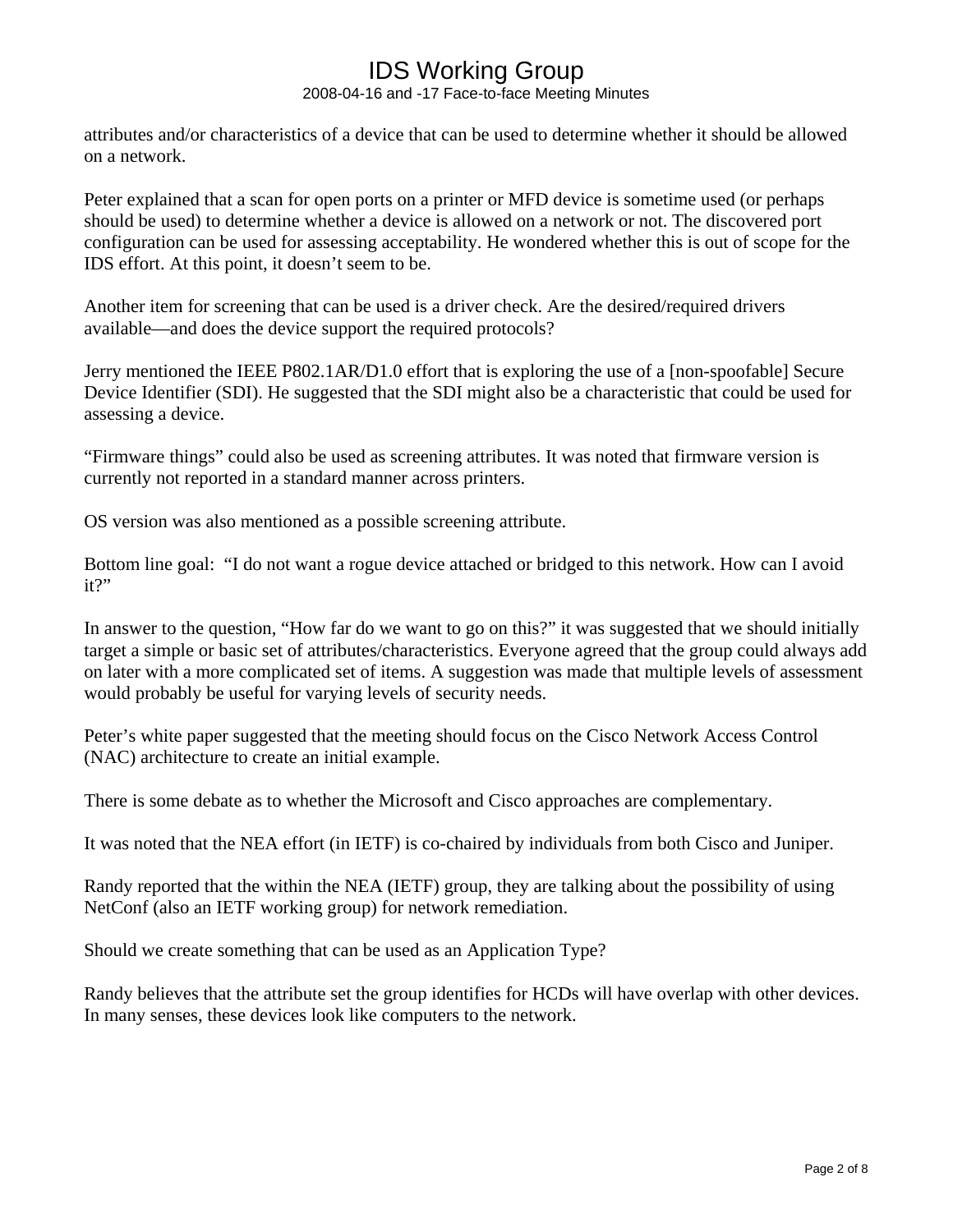attributes and/or characteristics of a device that can be used to determine whether it should be allowed on a network.

Peter explained that a scan for open ports on a printer or MFD device is sometime used (or perhaps should be used) to determine whether a device is allowed on a network or not. The discovered port configuration can be used for assessing acceptability. He wondered whether this is out of scope for the IDS effort. At this point, it doesn't seem to be.

Another item for screening that can be used is a driver check. Are the desired/required drivers available—and does the device support the required protocols?

Jerry mentioned the IEEE P802.1AR/D1.0 effort that is exploring the use of a [non-spoofable] Secure Device Identifier (SDI). He suggested that the SDI might also be a characteristic that could be used for assessing a device.

"Firmware things" could also be used as screening attributes. It was noted that firmware version is currently not reported in a standard manner across printers.

OS version was also mentioned as a possible screening attribute.

Bottom line goal: "I do not want a rogue device attached or bridged to this network. How can I avoid it?"

In answer to the question, "How far do we want to go on this?" it was suggested that we should initially target a simple or basic set of attributes/characteristics. Everyone agreed that the group could always add on later with a more complicated set of items. A suggestion was made that multiple levels of assessment would probably be useful for varying levels of security needs.

Peter's white paper suggested that the meeting should focus on the Cisco Network Access Control (NAC) architecture to create an initial example.

There is some debate as to whether the Microsoft and Cisco approaches are complementary.

It was noted that the NEA effort (in IETF) is co-chaired by individuals from both Cisco and Juniper.

Randy reported that the within the NEA (IETF) group, they are talking about the possibility of using NetConf (also an IETF working group) for network remediation.

Should we create something that can be used as an Application Type?

Randy believes that the attribute set the group identifies for HCDs will have overlap with other devices. In many senses, these devices look like computers to the network.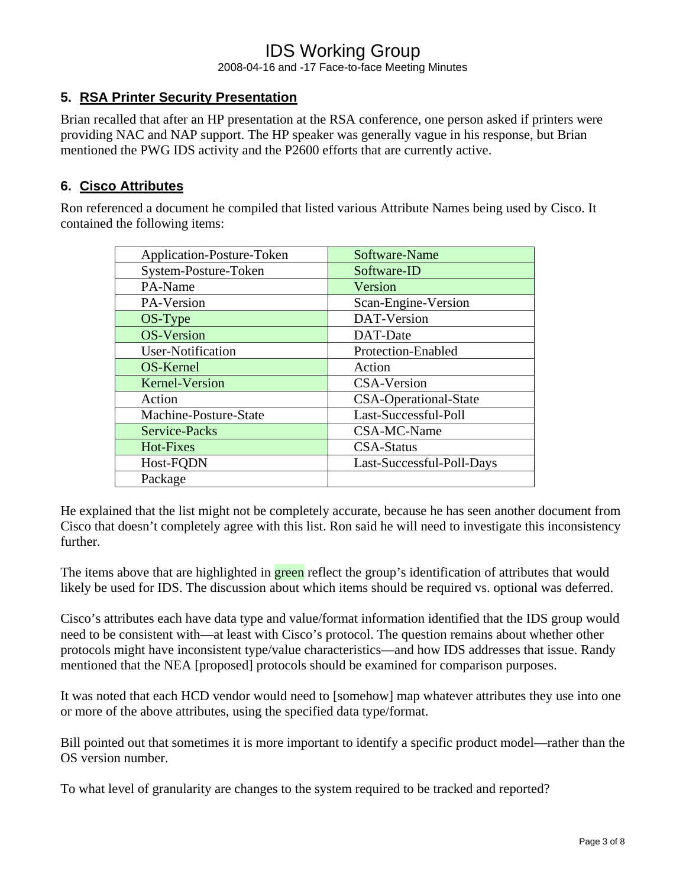## 5. RSA Printer Security Presentation

Brian recalled that after an HP presentation at the RSA conference, one person asked if printers were providing NAC and NAP support. The HP speaker was generally vague in his response, but Brian mentioned the PWG IDS activity and the P2600 efforts that are currently active.

## 6. Cisco Attributes

Ron referenced a document he compiled that listed various Attribute Names being used by Cisco. It contained the following items:

| | |
|---|---|
| Application-Posture-Token | Software-Name |
| System-Posture-Token | Software-ID |
| PA-Name | Version |
| PA-Version | Scan-Engine-Version |
| OS-Type | DAT-Version |
| OS-Version | DAT-Date |
| User-Notification | Protection-Enabled |
| OS-Kernel | Action |
| Kernel-Version | CSA-Version |
| Action | CSA-Operational-State |
| Machine-Posture-State | Last-Successful-Poll |
| Service-Packs | CSA-MC-Name |
| Hot-Fixes | CSA-Status |
| Host-FQDN | Last-Successful-Poll-Days |
| Package | |

He explained that the list might not be completely accurate, because he has seen another document from Cisco that doesn't completely agree with this list. Ron said he will need to investigate this inconsistency further.

The items above that are highlighted in green reflect the group's identification of attributes that would likely be used for IDS. The discussion about which items should be required vs. optional was deferred.

Cisco's attributes each have data type and value/format information identified that the IDS group would need to be consistent with—at least with Cisco's protocol. The question remains about whether other protocols might have inconsistent type/value characteristics—and how IDS addresses that issue. Randy mentioned that the NEA [proposed] protocols should be examined for comparison purposes.

It was noted that each HCD vendor would need to [somehow] map whatever attributes they use into one or more of the above attributes, using the specified data type/format.

Bill pointed out that sometimes it is more important to identify a specific product model—rather than the OS version number.

To what level of granularity are changes to the system required to be tracked and reported?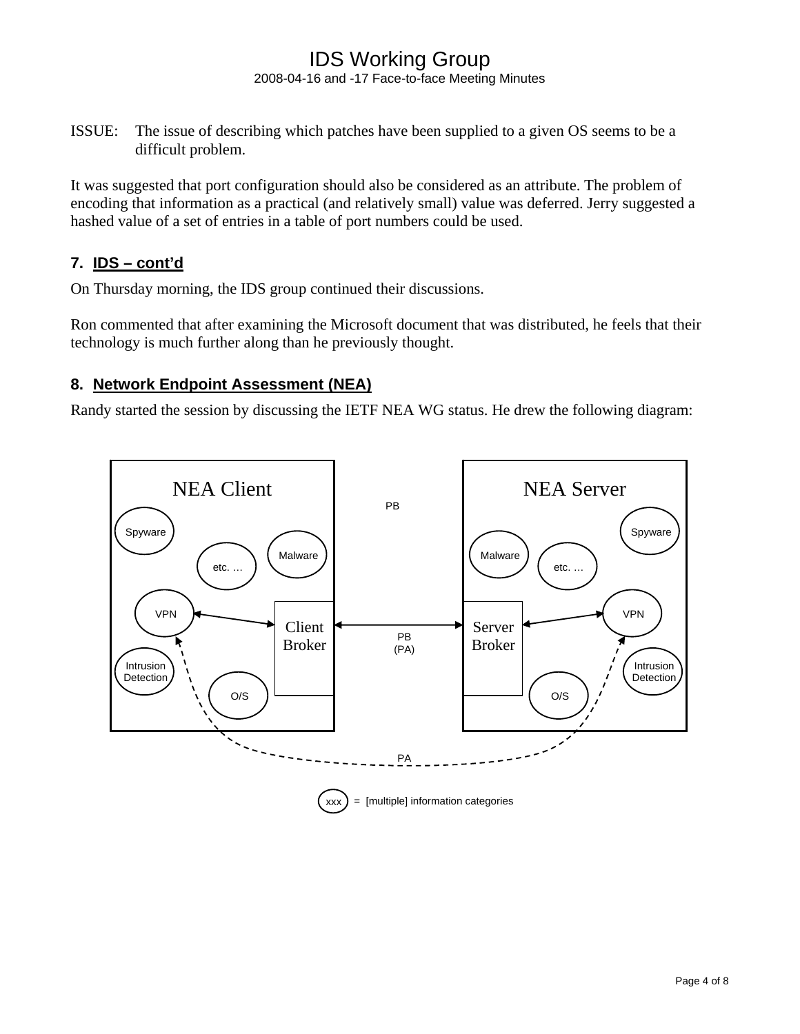ISSUE: The issue of describing which patches have been supplied to a given OS seems to be a difficult problem.

It was suggested that port configuration should also be considered as an attribute. The problem of encoding that information as a practical (and relatively small) value was deferred. Jerry suggested a hashed value of a set of entries in a table of port numbers could be used.

## 7. IDS – cont'd

On Thursday morning, the IDS group continued their discussions.

Ron commented that after examining the Microsoft document that was distributed, he feels that their technology is much further along than he previously thought.

## 8. Network Endpoint Assessment (NEA)

Randy started the session by discussing the IETF NEA WG status. He drew the following diagram: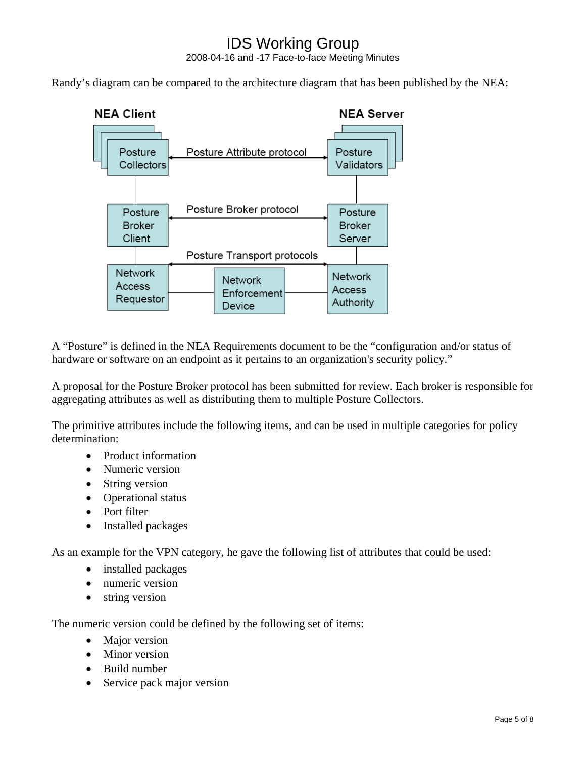Randy's diagram can be compared to the architecture diagram that has been published by the NEA:

A "Posture" is defined in the NEA Requirements document to be the "configuration and/or status of hardware or software on an endpoint as it pertains to an organization's security policy."

A proposal for the Posture Broker protocol has been submitted for review. Each broker is responsible for aggregating attributes as well as distributing them to multiple Posture Collectors.

The primitive attributes include the following items, and can be used in multiple categories for policy determination:

- Product information
- Numeric version
- String version
- Operational status
- Port filter
- Installed packages

As an example for the VPN category, he gave the following list of attributes that could be used:

- installed packages
- numeric version
- string version

The numeric version could be defined by the following set of items:

- Major version
- Minor version
- Build number
- Service pack major version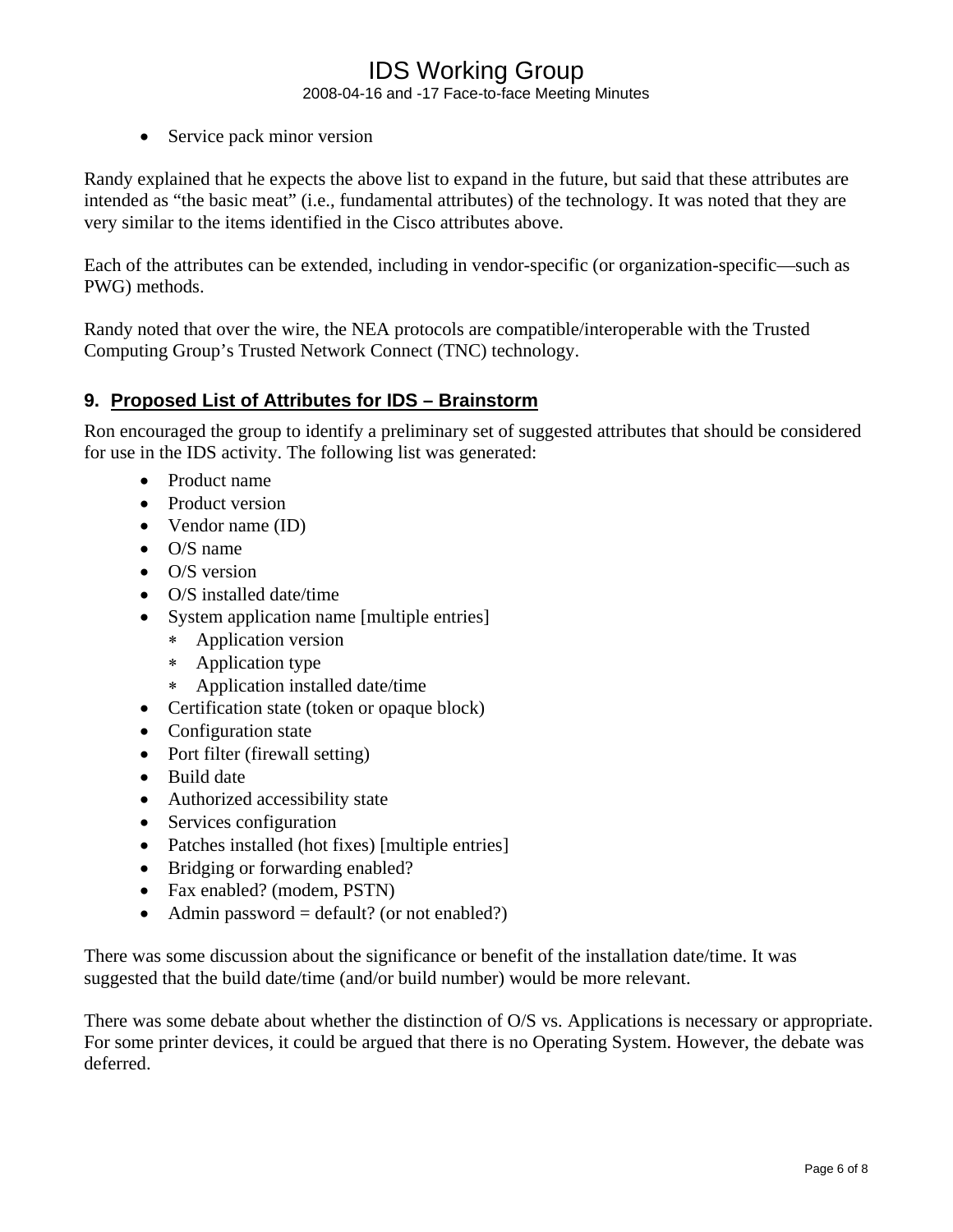- Service pack minor version

Randy explained that he expects the above list to expand in the future, but said that these attributes are intended as “the basic meat” (i.e., fundamental attributes) of the technology. It was noted that they are very similar to the items identified in the Cisco attributes above.

Each of the attributes can be extended, including in vendor-specific (or organization-specific—such as PWG) methods.

Randy noted that over the wire, the NEA protocols are compatible/interoperable with the Trusted Computing Group’s Trusted Network Connect (TNC) technology.

## 9. Proposed List of Attributes for IDS – Brainstorm

Ron encouraged the group to identify a preliminary set of suggested attributes that should be considered for use in the IDS activity. The following list was generated:

- Product name
- Product version
- Vendor name (ID)
- O/S name
- O/S version
- O/S installed date/time
- System application name [multiple entries]
  - Application version
  - Application type
  - Application installed date/time
- Certification state (token or opaque block)
- Configuration state
- Port filter (firewall setting)
- Build date
- Authorized accessibility state
- Services configuration
- Patches installed (hot fixes) [multiple entries]
- Bridging or forwarding enabled?
- Fax enabled? (modem, PSTN)
- Admin password = default? (or not enabled?)

There was some discussion about the significance or benefit of the installation date/time. It was suggested that the build date/time (and/or build number) would be more relevant.

There was some debate about whether the distinction of O/S vs. Applications is necessary or appropriate. For some printer devices, it could be argued that there is no Operating System. However, the debate was deferred.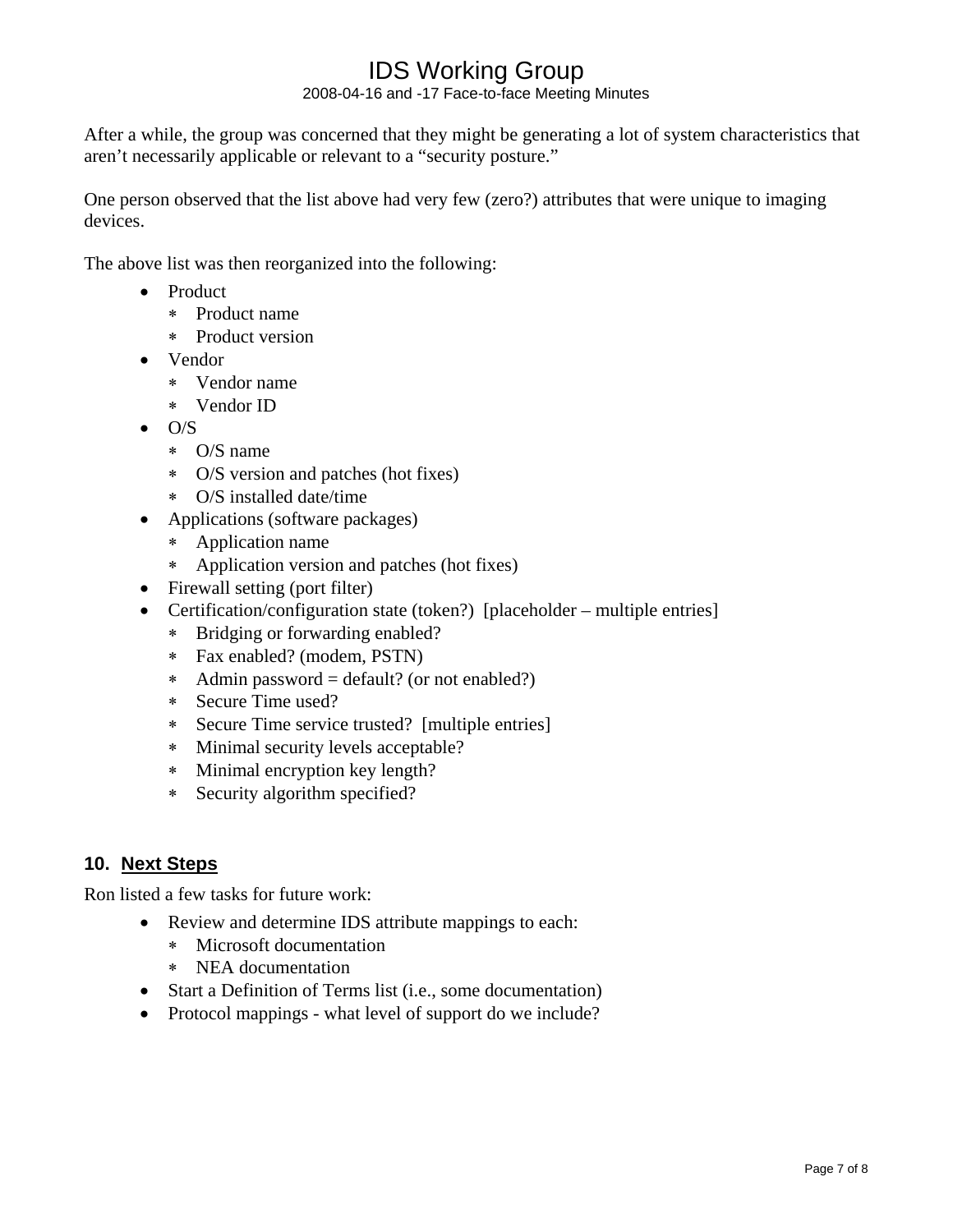After a while, the group was concerned that they might be generating a lot of system characteristics that aren't necessarily applicable or relevant to a "security posture."

One person observed that the list above had very few (zero?) attributes that were unique to imaging devices.

The above list was then reorganized into the following:

- Product
  - Product name
  - Product version
- Vendor
  - Vendor name
  - Vendor ID
- O/S
  - O/S name
  - O/S version and patches (hot fixes)
  - O/S installed date/time
- Applications (software packages)
  - Application name
  - Application version and patches (hot fixes)
- Firewall setting (port filter)
- Certification/configuration state (token?) [placeholder – multiple entries]
  - Bridging or forwarding enabled?
  - Fax enabled? (modem, PSTN)
  - Admin password = default? (or not enabled?)
  - Secure Time used?
  - Secure Time service trusted? [multiple entries]
  - Minimal security levels acceptable?
  - Minimal encryption key length?
  - Security algorithm specified?

## 10. Next Steps

Ron listed a few tasks for future work:

- Review and determine IDS attribute mappings to each:
  - Microsoft documentation
  - NEA documentation
- Start a Definition of Terms list (i.e., some documentation)
- Protocol mappings - what level of support do we include?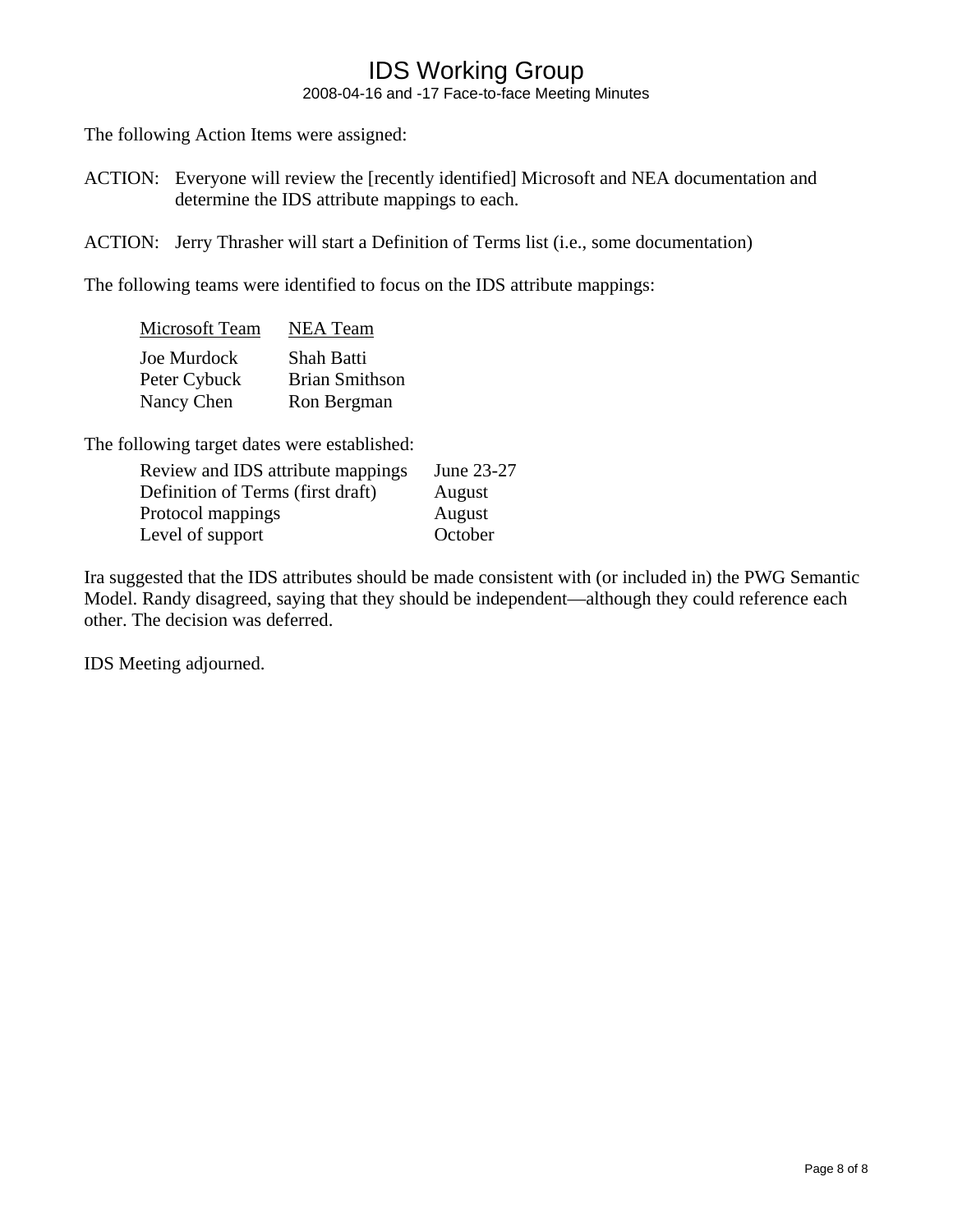The following Action Items were assigned:

ACTION: Everyone will review the [recently identified] Microsoft and NEA documentation and determine the IDS attribute mappings to each.

ACTION: Jerry Thrasher will start a Definition of Terms list (i.e., some documentation)

The following teams were identified to focus on the IDS attribute mappings:

| Microsoft Team | NEA Team |
|---|---|
| Joe Murdock | Shah Batti |
| Peter Cybuck | Brian Smithson |
| Nancy Chen | Ron Bergman |

The following target dates were established:

| | |
|---|---|
| Review and IDS attribute mappings | June 23-27 |
| Definition of Terms (first draft) | August |
| Protocol mappings | August |
| Level of support | October |

Ira suggested that the IDS attributes should be made consistent with (or included in) the PWG Semantic Model. Randy disagreed, saying that they should be independent—although they could reference each other. The decision was deferred.

IDS Meeting adjourned.